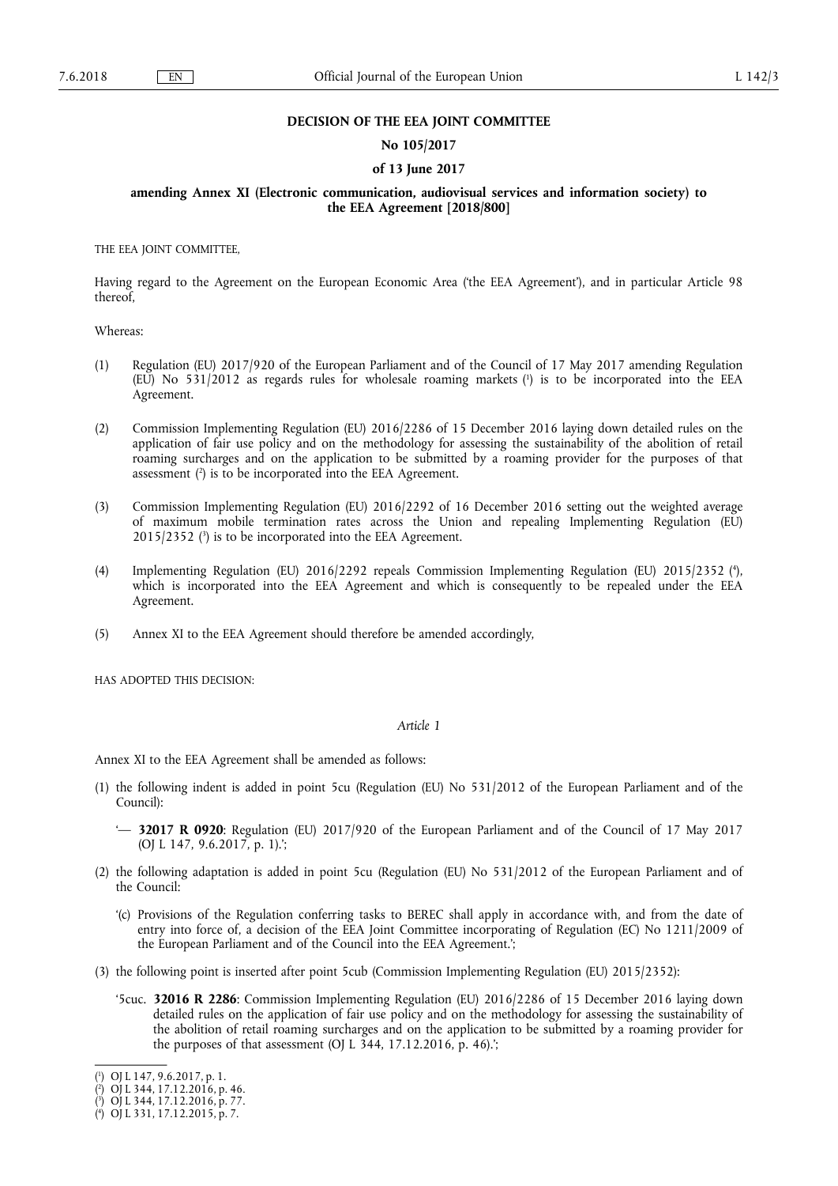**DECISION OF THE EEA JOINT COMMITTEE**

**No 105/2017**

**of 13 June 2017**

**amending Annex XI (Electronic communication, audiovisual services and information society) to the EEA Agreement [2018/800]**

THE EEA JOINT COMMITTEE,

Having regard to the Agreement on the European Economic Area ('the EEA Agreement'), and in particular Article 98 thereof,

Whereas:

(1) Regulation (EU) 2017/920 of the European Parliament and of the Council of 17 May 2017 amending Regulation (EU) No 531/2012 as regards rules for wholesale roaming markets [1] is to be incorporated into the EEA Agreement.

(2) Commission Implementing Regulation (EU) 2016/2286 of 15 December 2016 laying down detailed rules on the application of fair use policy and on the methodology for assessing the sustainability of the abolition of retail roaming surcharges and on the application to be submitted by a roaming provider for the purposes of that assessment [2] is to be incorporated into the EEA Agreement.

(3) Commission Implementing Regulation (EU) 2016/2292 of 16 December 2016 setting out the weighted average of maximum mobile termination rates across the Union and repealing Implementing Regulation (EU) 2015/2352 [3] is to be incorporated into the EEA Agreement.

(4) Implementing Regulation (EU) 2016/2292 repeals Commission Implementing Regulation (EU) 2015/2352 [4], which is incorporated into the EEA Agreement and which is consequently to be repealed under the EEA Agreement.

(5) Annex XI to the EEA Agreement should therefore be amended accordingly,

HAS ADOPTED THIS DECISION:

*Article 1*

Annex XI to the EEA Agreement shall be amended as follows:

(1) the following indent is added in point 5cu (Regulation (EU) No 531/2012 of the European Parliament and of the Council):

'— **32017 R 0920**: Regulation (EU) 2017/920 of the European Parliament and of the Council of 17 May 2017 (OJ L 147, 9.6.2017, p. 1).';

(2) the following adaptation is added in point 5cu (Regulation (EU) No 531/2012 of the European Parliament and of the Council:

'(c) Provisions of the Regulation conferring tasks to BEREC shall apply in accordance with, and from the date of entry into force of, a decision of the EEA Joint Committee incorporating of Regulation (EC) No 1211/2009 of the European Parliament and of the Council into the EEA Agreement.';

(3) the following point is inserted after point 5cub (Commission Implementing Regulation (EU) 2015/2352):

'5cuc. **32016 R 2286**: Commission Implementing Regulation (EU) 2016/2286 of 15 December 2016 laying down detailed rules on the application of fair use policy and on the methodology for assessing the sustainability of the abolition of retail roaming surcharges and on the application to be submitted by a roaming provider for the purposes of that assessment (OJ L 344, 17.12.2016, p. 46).';

---

[1] OJ L 147, 9.6.2017, p. 1.

[2] OJ L 344, 17.12.2016, p. 46.

[3] OJ L 344, 17.12.2016, p. 77.

[4] OJ L 331, 17.12.2015, p. 7.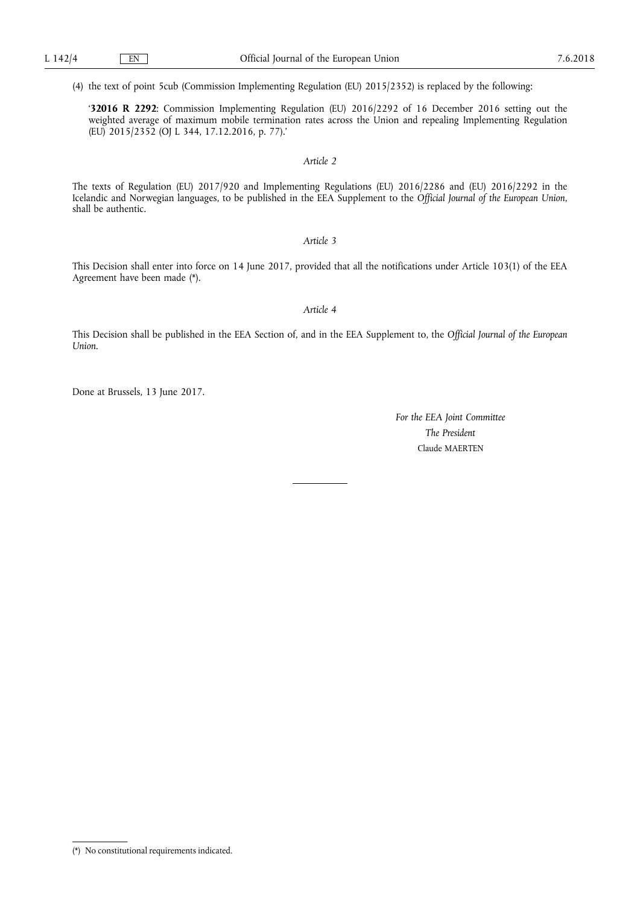(4) the text of point 5cub (Commission Implementing Regulation (EU) 2015/2352) is replaced by the following:

'**32016 R 2292**: Commission Implementing Regulation (EU) 2016/2292 of 16 December 2016 setting out the weighted average of maximum mobile termination rates across the Union and repealing Implementing Regulation (EU) 2015/2352 (OJ L 344, 17.12.2016, p. 77).'

*Article 2*

The texts of Regulation (EU) 2017/920 and Implementing Regulations (EU) 2016/2286 and (EU) 2016/2292 in the Icelandic and Norwegian languages, to be published in the EEA Supplement to the *Official Journal of the European Union*, shall be authentic.

*Article 3*

This Decision shall enter into force on 14 June 2017, provided that all the notifications under Article 103(1) of the EEA Agreement have been made (*).

*Article 4*

This Decision shall be published in the EEA Section of, and in the EEA Supplement to, the *Official Journal of the European Union*.

Done at Brussels, 13 June 2017.

*For the EEA Joint Committee*

*The President*

Claude MAERTEN

(*) No constitutional requirements indicated.